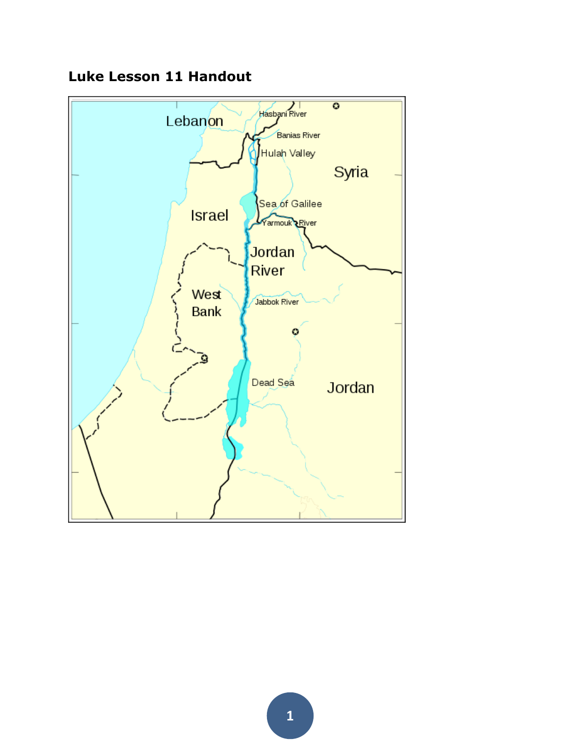**Luke Lesson 11 Handout**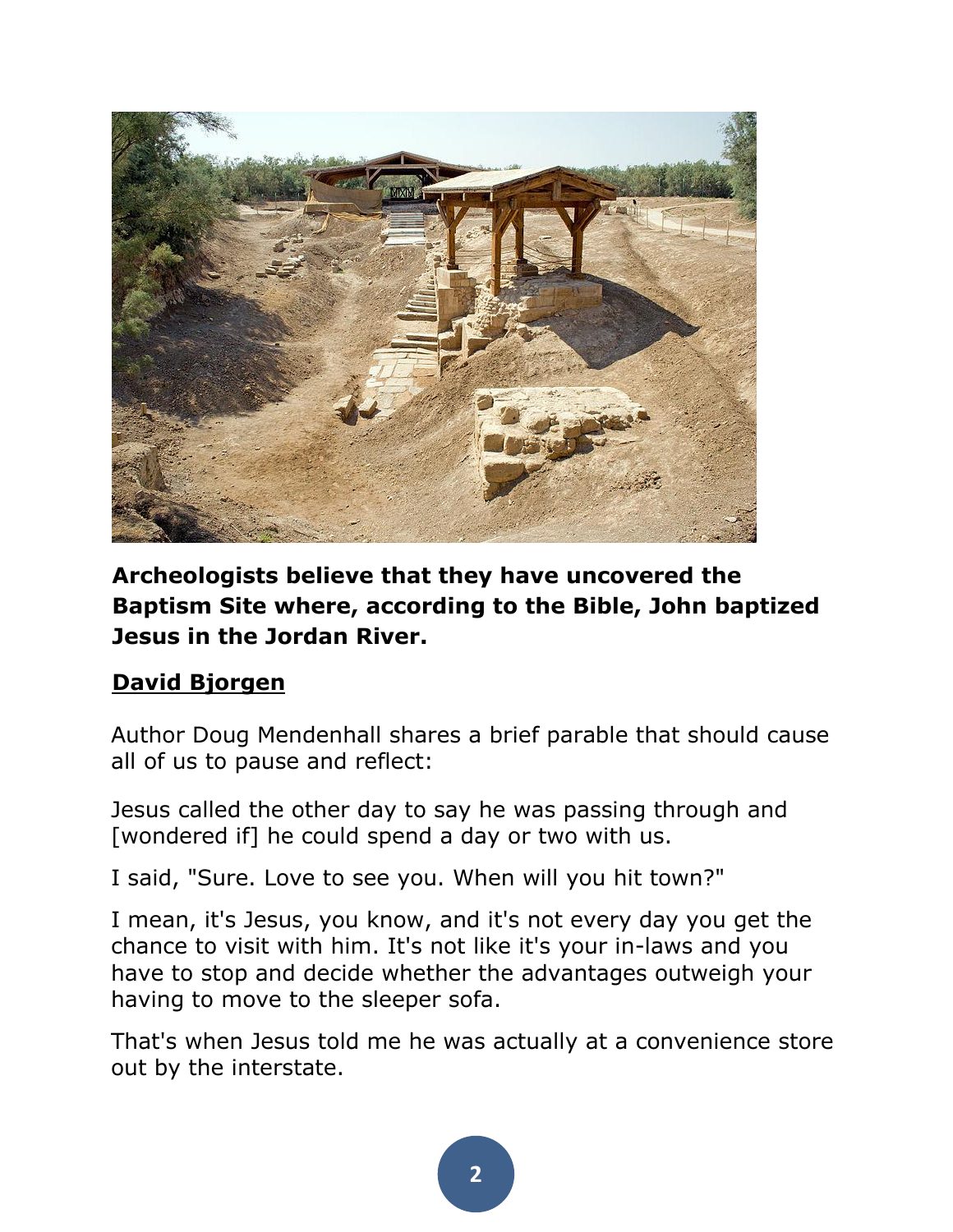**Archeologists believe that they have uncovered the Baptism Site where, according to the Bible, John baptized Jesus in the Jordan River.**

**David Bjorgen**

Author Doug Mendenhall shares a brief parable that should cause all of us to pause and reflect:

Jesus called the other day to say he was passing through and [wondered if] he could spend a day or two with us.

I said, "Sure. Love to see you. When will you hit town?"

I mean, it's Jesus, you know, and it's not every day you get the chance to visit with him. It's not like it's your in-laws and you have to stop and decide whether the advantages outweigh your having to move to the sleeper sofa.

That's when Jesus told me he was actually at a convenience store out by the interstate.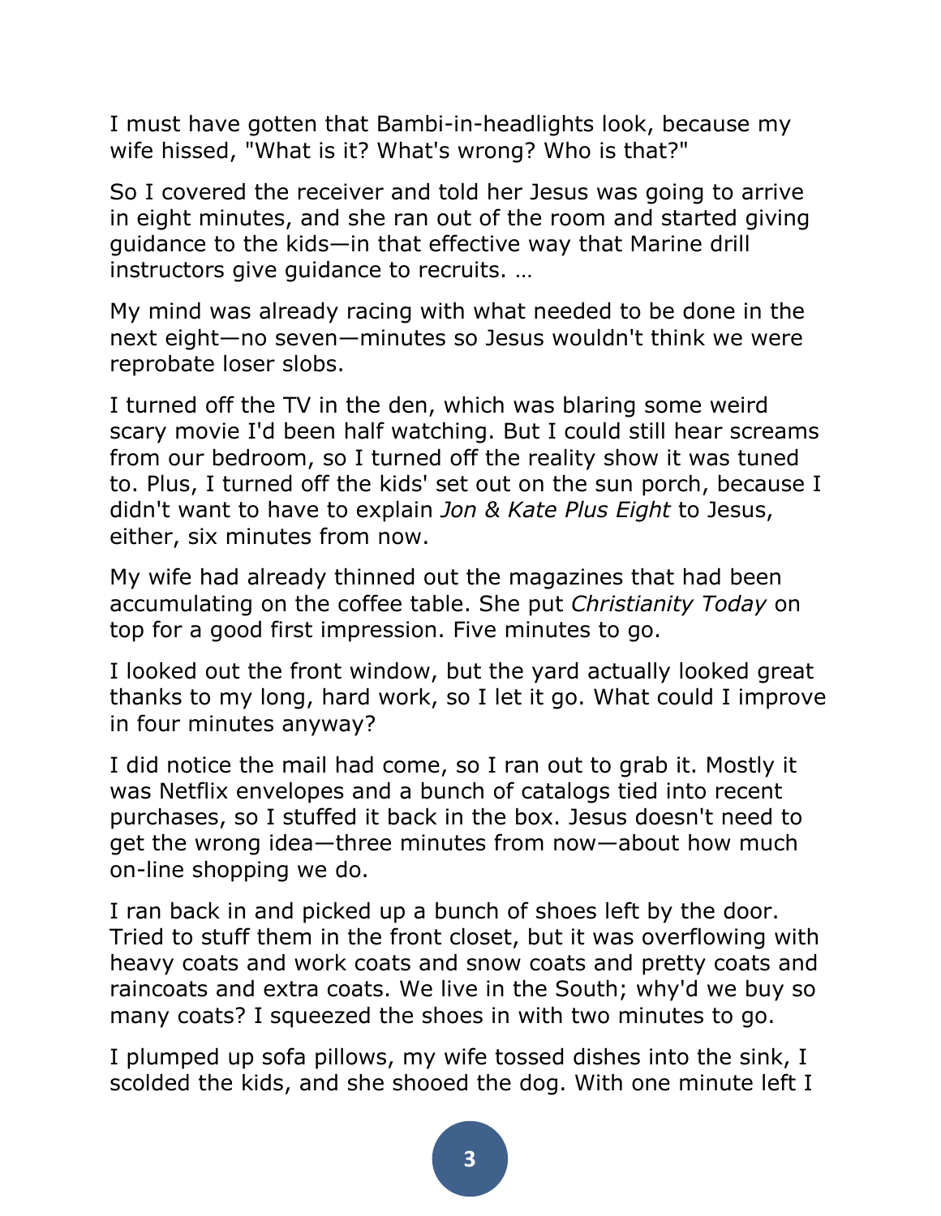I must have gotten that Bambi-in-headlights look, because my wife hissed, "What is it? What's wrong? Who is that?"

So I covered the receiver and told her Jesus was going to arrive in eight minutes, and she ran out of the room and started giving guidance to the kids—in that effective way that Marine drill instructors give guidance to recruits. …

My mind was already racing with what needed to be done in the next eight—no seven—minutes so Jesus wouldn't think we were reprobate loser slobs.

I turned off the TV in the den, which was blaring some weird scary movie I'd been half watching. But I could still hear screams from our bedroom, so I turned off the reality show it was tuned to. Plus, I turned off the kids' set out on the sun porch, because I didn't want to have to explain *Jon & Kate Plus Eight* to Jesus, either, six minutes from now.

My wife had already thinned out the magazines that had been accumulating on the coffee table. She put *Christianity Today* on top for a good first impression. Five minutes to go.

I looked out the front window, but the yard actually looked great thanks to my long, hard work, so I let it go. What could I improve in four minutes anyway?

I did notice the mail had come, so I ran out to grab it. Mostly it was Netflix envelopes and a bunch of catalogs tied into recent purchases, so I stuffed it back in the box. Jesus doesn't need to get the wrong idea—three minutes from now—about how much on-line shopping we do.

I ran back in and picked up a bunch of shoes left by the door. Tried to stuff them in the front closet, but it was overflowing with heavy coats and work coats and snow coats and pretty coats and raincoats and extra coats. We live in the South; why'd we buy so many coats? I squeezed the shoes in with two minutes to go.

I plumped up sofa pillows, my wife tossed dishes into the sink, I scolded the kids, and she shooed the dog. With one minute left I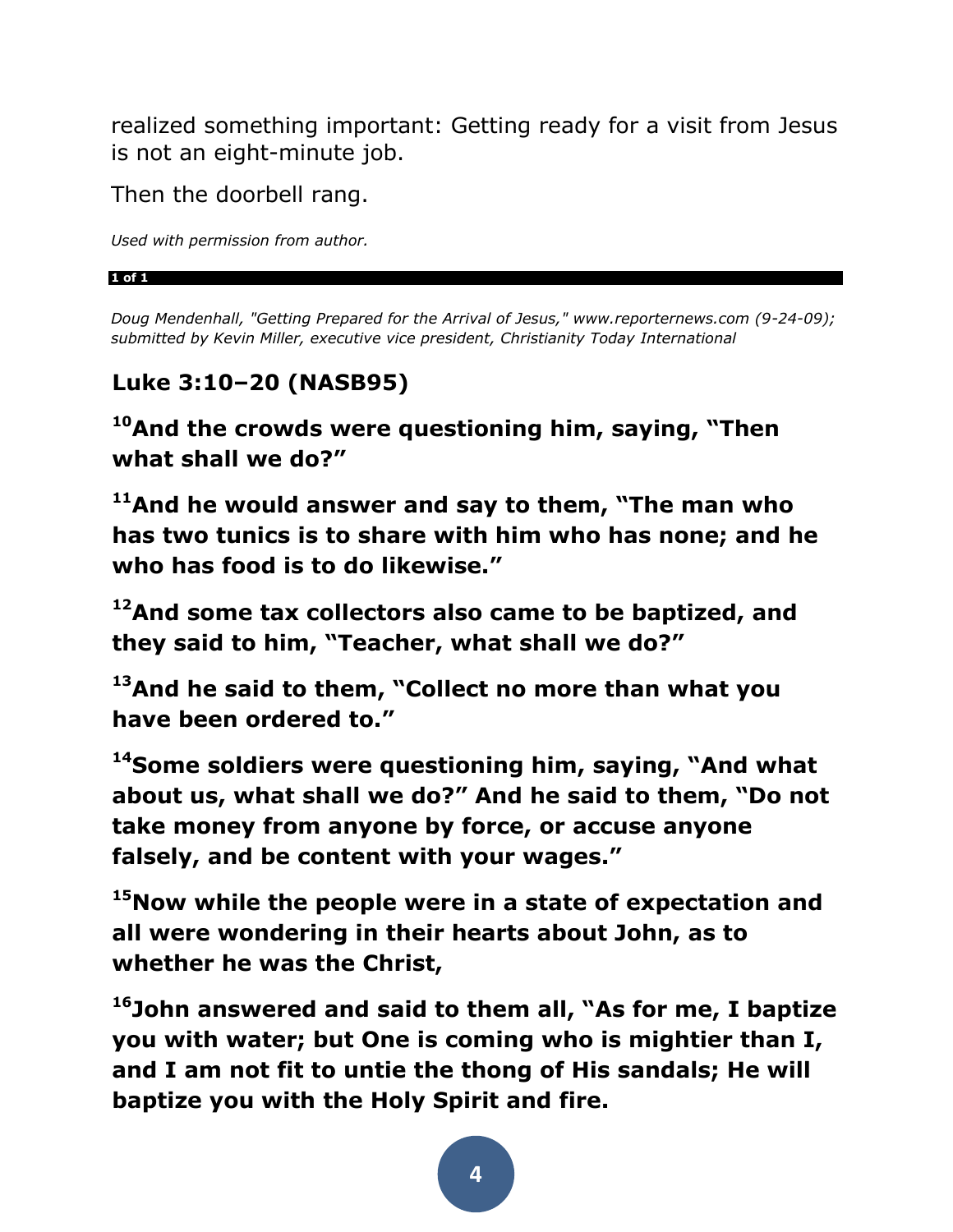realized something important: Getting ready for a visit from Jesus is not an eight-minute job.

Then the doorbell rang.

*Used with permission from author.*

*Doug Mendenhall, "Getting Prepared for the Arrival of Jesus," www.reporternews.com (9-24-09); submitted by Kevin Miller, executive vice president, Christianity Today International*

## Luke 3:10–20 (NASB95)

**[10]And the crowds were questioning him, saying, "Then what shall we do?"**

**[11]And he would answer and say to them, "The man who has two tunics is to share with him who has none; and he who has food is to do likewise."**

**[12]And some tax collectors also came to be baptized, and they said to him, "Teacher, what shall we do?"**

**[13]And he said to them, "Collect no more than what you have been ordered to."**

**[14]Some soldiers were questioning him, saying, "And what about us, what shall we do?" And he said to them, "Do not take money from anyone by force, or accuse anyone falsely, and be content with your wages."**

**[15]Now while the people were in a state of expectation and all were wondering in their hearts about John, as to whether he was the Christ,**

**[16]John answered and said to them all, "As for me, I baptize you with water; but One is coming who is mightier than I, and I am not fit to untie the thong of His sandals; He will baptize you with the Holy Spirit and fire.**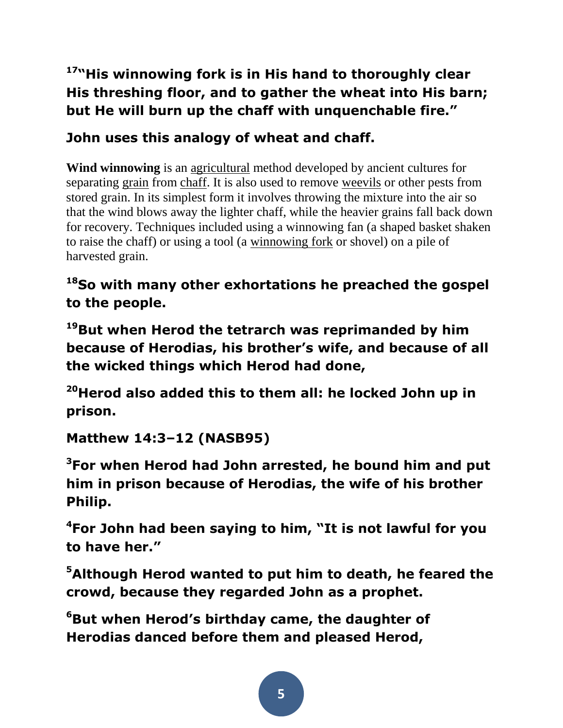**[17]"His winnowing fork is in His hand to thoroughly clear His threshing floor, and to gather the wheat into His barn; but He will burn up the chaff with unquenchable fire."**

**John uses this analogy of wheat and chaff.**

**Wind winnowing** is an agricultural method developed by ancient cultures for separating grain from chaff. It is also used to remove weevils or other pests from stored grain. In its simplest form it involves throwing the mixture into the air so that the wind blows away the lighter chaff, while the heavier grains fall back down for recovery. Techniques included using a winnowing fan (a shaped basket shaken to raise the chaff) or using a tool (a winnowing fork or shovel) on a pile of harvested grain.

**[18]So with many other exhortations he preached the gospel to the people.**

**[19]But when Herod the tetrarch was reprimanded by him because of Herodias, his brother's wife, and because of all the wicked things which Herod had done,**

**[20]Herod also added this to them all: he locked John up in prison.**

**Matthew 14:3–12 (NASB95)**

**[3]For when Herod had John arrested, he bound him and put him in prison because of Herodias, the wife of his brother Philip.**

**[4]For John had been saying to him, "It is not lawful for you to have her."**

**[5]Although Herod wanted to put him to death, he feared the crowd, because they regarded John as a prophet.**

**[6]But when Herod's birthday came, the daughter of Herodias danced before them and pleased Herod,**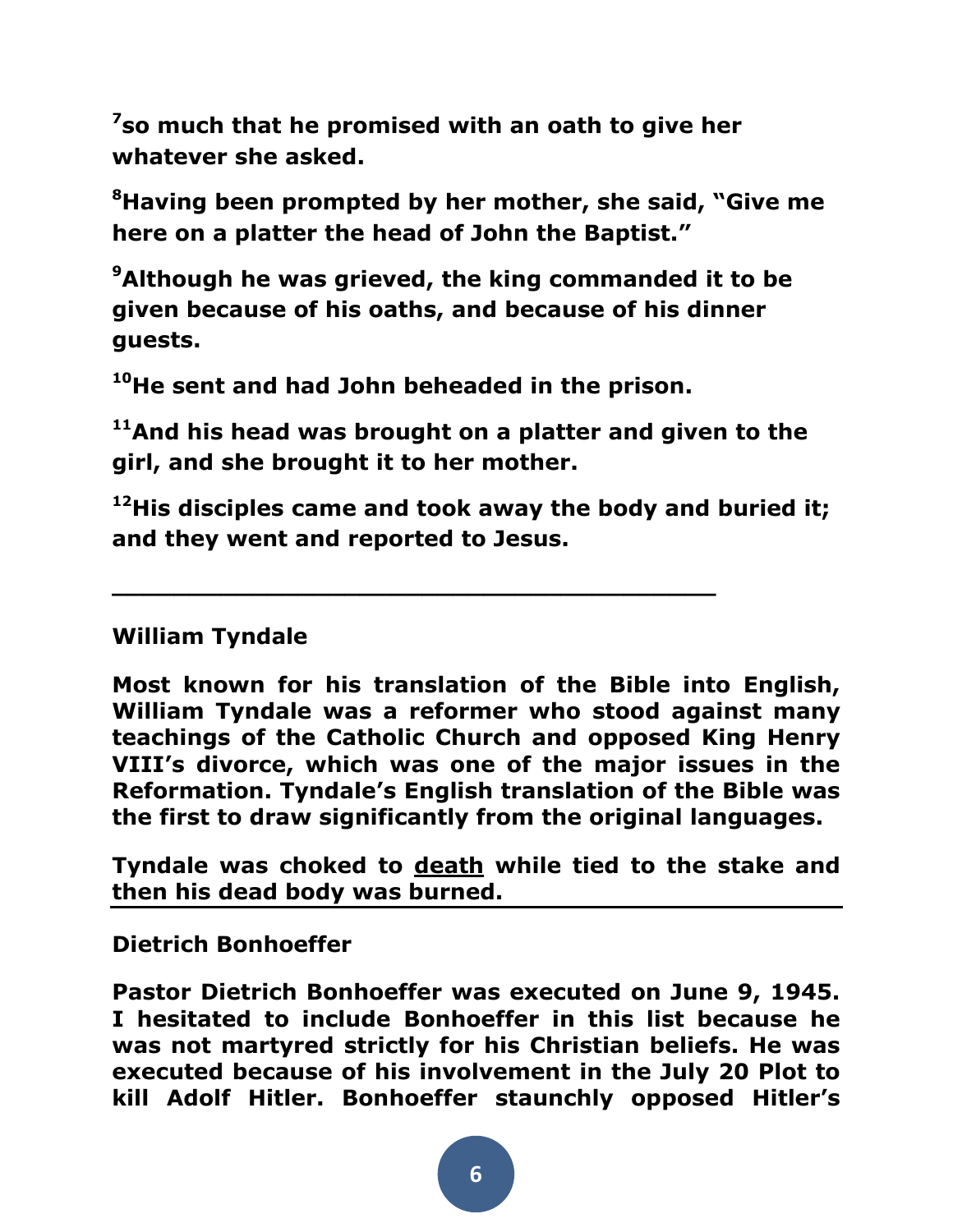**[7]so much that he promised with an oath to give her whatever she asked.**

**[8]Having been prompted by her mother, she said, "Give me here on a platter the head of John the Baptist."**

**[9]Although he was grieved, the king commanded it to be given because of his oaths, and because of his dinner guests.**

**[10]He sent and had John beheaded in the prison.**

**[11]And his head was brought on a platter and given to the girl, and she brought it to her mother.**

**[12]His disciples came and took away the body and buried it; and they went and reported to Jesus.**

---

**William Tyndale**

**Most known for his translation of the Bible into English, William Tyndale was a reformer who stood against many teachings of the Catholic Church and opposed King Henry VIII's divorce, which was one of the major issues in the Reformation. Tyndale's English translation of the Bible was the first to draw significantly from the original languages.**

**Tyndale was choked to death while tied to the stake and then his dead body was burned.**

---

**Dietrich Bonhoeffer**

**Pastor Dietrich Bonhoeffer was executed on June 9, 1945. I hesitated to include Bonhoeffer in this list because he was not martyred strictly for his Christian beliefs. He was executed because of his involvement in the July 20 Plot to kill Adolf Hitler. Bonhoeffer staunchly opposed Hitler's**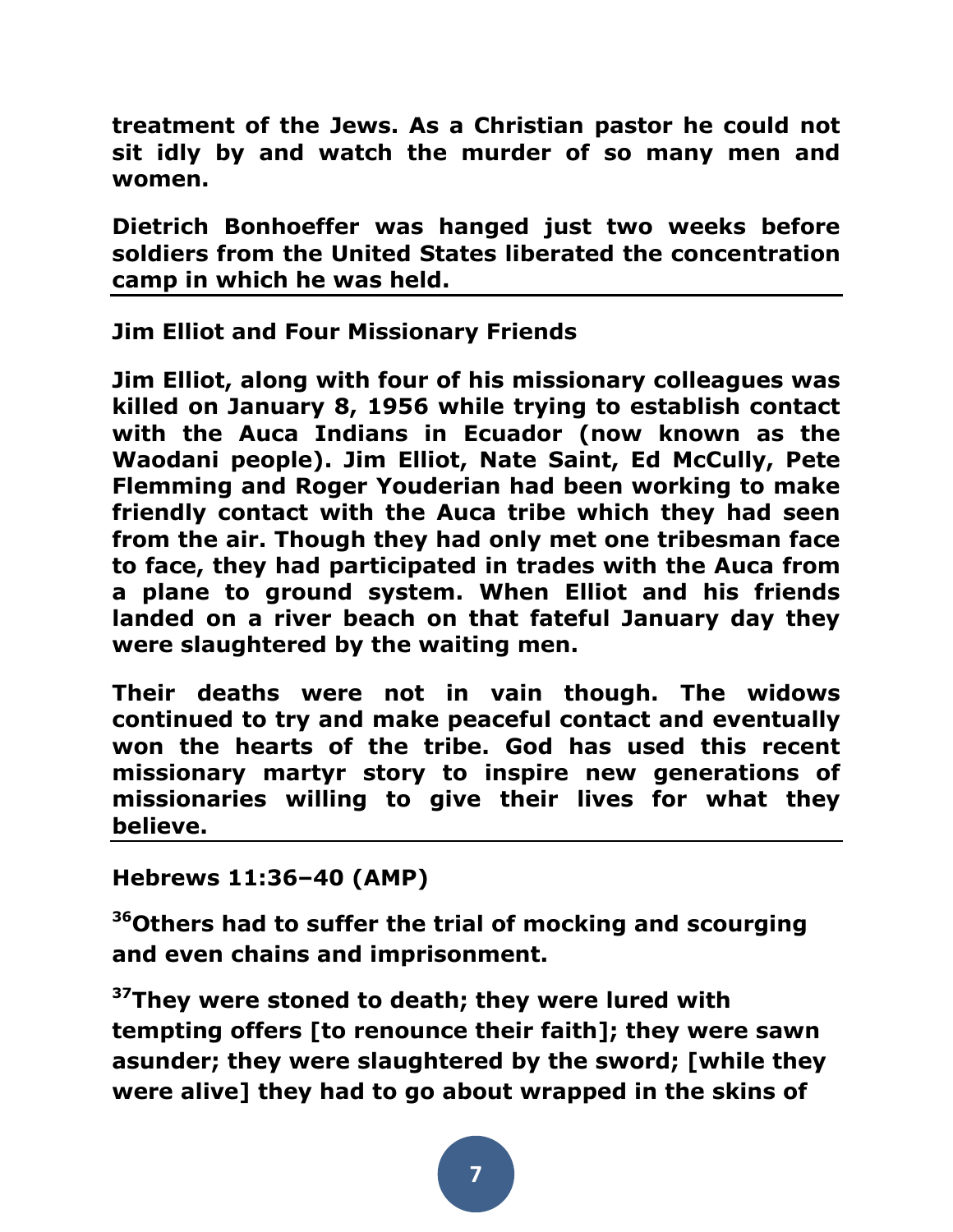**treatment of the Jews. As a Christian pastor he could not sit idly by and watch the murder of so many men and women.**

**Dietrich Bonhoeffer was hanged just two weeks before soldiers from the United States liberated the concentration camp in which he was held.**

---

**Jim Elliot and Four Missionary Friends**

**Jim Elliot, along with four of his missionary colleagues was killed on January 8, 1956 while trying to establish contact with the Auca Indians in Ecuador (now known as the Waodani people). Jim Elliot, Nate Saint, Ed McCully, Pete Flemming and Roger Youderian had been working to make friendly contact with the Auca tribe which they had seen from the air. Though they had only met one tribesman face to face, they had participated in trades with the Auca from a plane to ground system. When Elliot and his friends landed on a river beach on that fateful January day they were slaughtered by the waiting men.**

**Their deaths were not in vain though. The widows continued to try and make peaceful contact and eventually won the hearts of the tribe. God has used this recent missionary martyr story to inspire new generations of missionaries willing to give their lives for what they believe.**

---

**Hebrews 11:36–40 (AMP)**

**[36]Others had to suffer the trial of mocking and scourging and even chains and imprisonment.**

**[37]They were stoned to death; they were lured with tempting offers [to renounce their faith]; they were sawn asunder; they were slaughtered by the sword; [while they were alive] they had to go about wrapped in the skins of**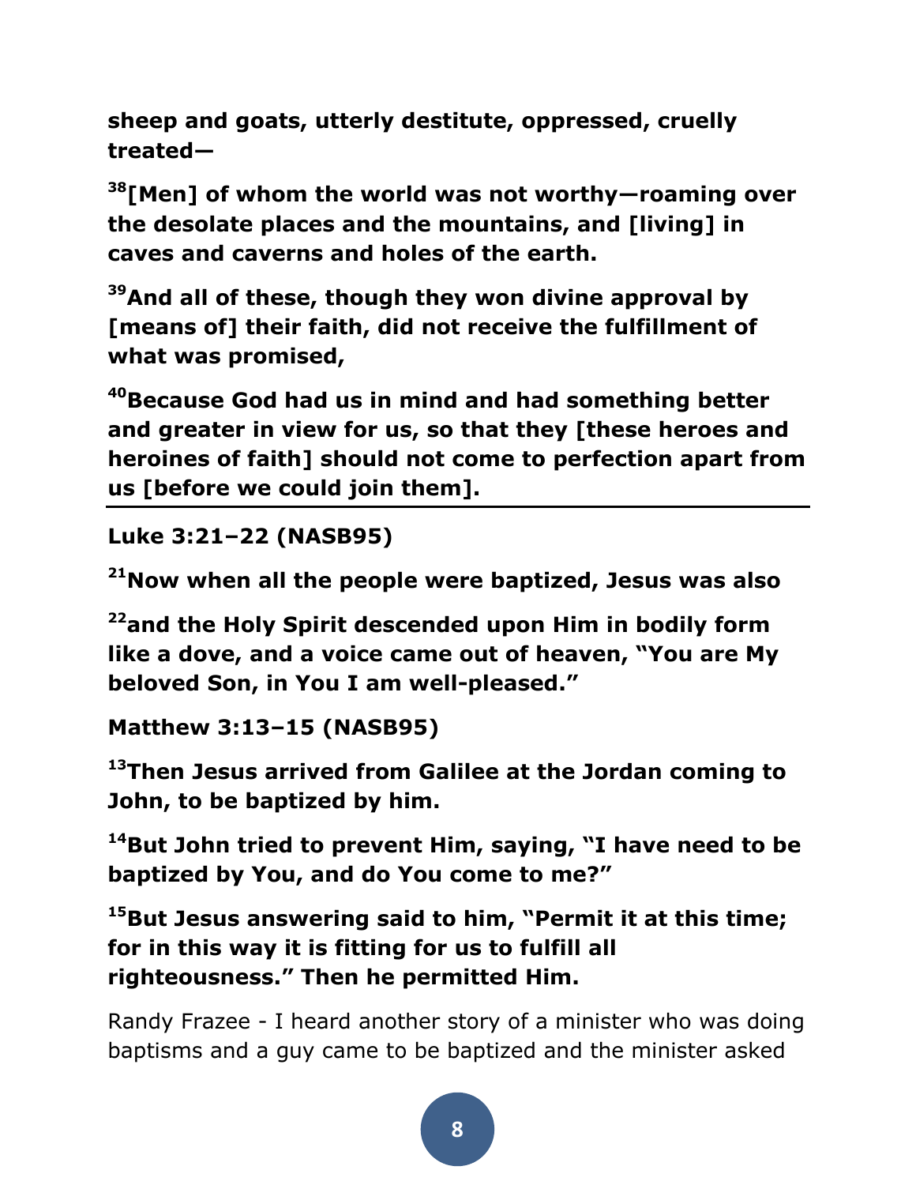**sheep and goats, utterly destitute, oppressed, cruelly treated—**

**[38][Men] of whom the world was not worthy—roaming over the desolate places and the mountains, and [living] in caves and caverns and holes of the earth.**

**[39]And all of these, though they won divine approval by [means of] their faith, did not receive the fulfillment of what was promised,**

**[40]Because God had us in mind and had something better and greater in view for us, so that they [these heroes and heroines of faith] should not come to perfection apart from us [before we could join them].**

---

**Luke 3:21–22 (NASB95)**

**[21]Now when all the people were baptized, Jesus was also**

**[22]and the Holy Spirit descended upon Him in bodily form like a dove, and a voice came out of heaven, "You are My beloved Son, in You I am well-pleased."**

**Matthew 3:13–15 (NASB95)**

**[13]Then Jesus arrived from Galilee at the Jordan coming to John, to be baptized by him.**

**[14]But John tried to prevent Him, saying, "I have need to be baptized by You, and do You come to me?"**

**[15]But Jesus answering said to him, "Permit it at this time; for in this way it is fitting for us to fulfill all righteousness." Then he permitted Him.**

Randy Frazee - I heard another story of a minister who was doing baptisms and a guy came to be baptized and the minister asked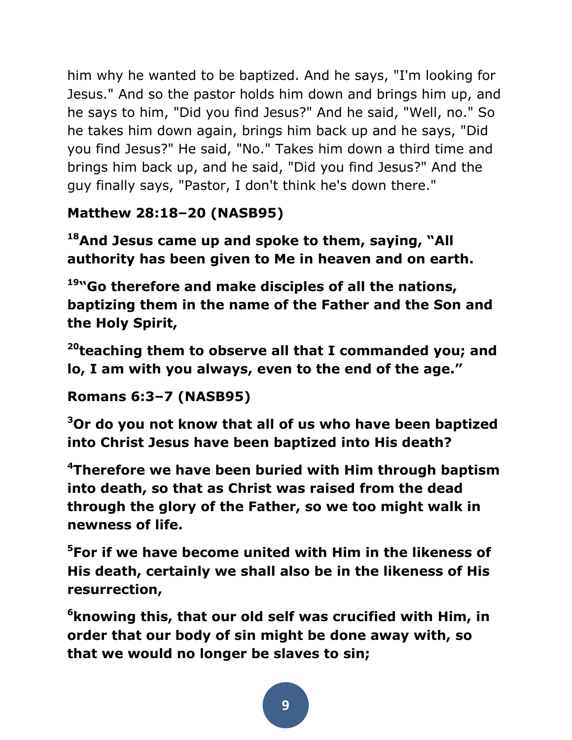him why he wanted to be baptized. And he says, "I'm looking for Jesus." And so the pastor holds him down and brings him up, and he says to him, "Did you find Jesus?" And he said, "Well, no." So he takes him down again, brings him back up and he says, "Did you find Jesus?" He said, "No." Takes him down a third time and brings him back up, and he said, "Did you find Jesus?" And the guy finally says, "Pastor, I don't think he's down there."

**Matthew 28:18–20 (NASB95)**

**[18]And Jesus came up and spoke to them, saying, "All authority has been given to Me in heaven and on earth.**

**[19]"Go therefore and make disciples of all the nations, baptizing them in the name of the Father and the Son and the Holy Spirit,**

**[20]teaching them to observe all that I commanded you; and lo, I am with you always, even to the end of the age."**

**Romans 6:3–7 (NASB95)**

**[3]Or do you not know that all of us who have been baptized into Christ Jesus have been baptized into His death?**

**[4]Therefore we have been buried with Him through baptism into death, so that as Christ was raised from the dead through the glory of the Father, so we too might walk in newness of life.**

**[5]For if we have become united with Him in the likeness of His death, certainly we shall also be in the likeness of His resurrection,**

**[6]knowing this, that our old self was crucified with Him, in order that our body of sin might be done away with, so that we would no longer be slaves to sin;**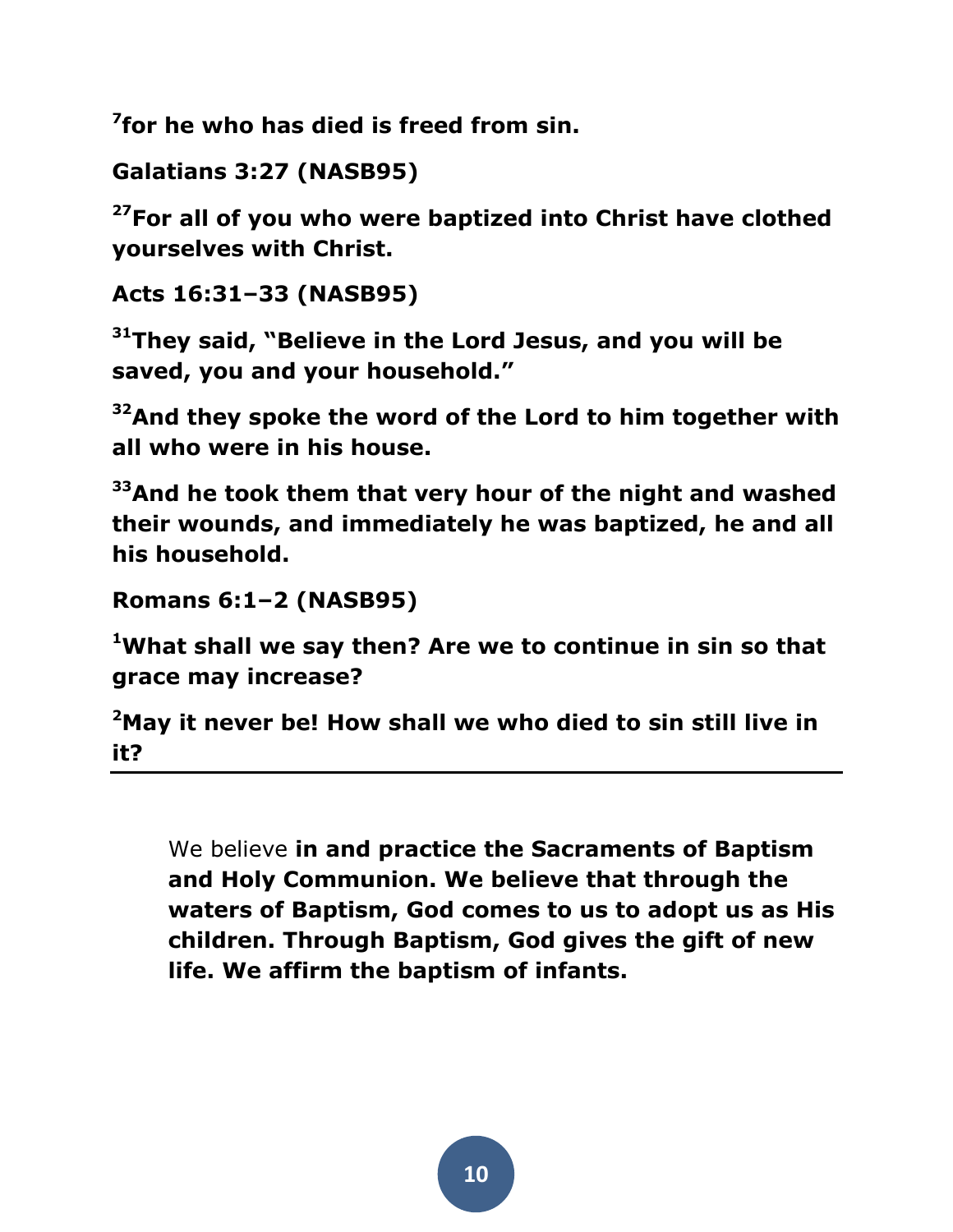**[7]for he who has died is freed from sin.**

**Galatians 3:27 (NASB95)**

**[27]For all of you who were baptized into Christ have clothed yourselves with Christ.**

**Acts 16:31–33 (NASB95)**

**[31]They said, "Believe in the Lord Jesus, and you will be saved, you and your household."**

**[32]And they spoke the word of the Lord to him together with all who were in his house.**

**[33]And he took them that very hour of the night and washed their wounds, and immediately he was baptized, he and all his household.**

**Romans 6:1–2 (NASB95)**

**[1]What shall we say then? Are we to continue in sin so that grace may increase?**

**[2]May it never be! How shall we who died to sin still live in it?**

---

We believe **in and practice the Sacraments of Baptism and Holy Communion. We believe that through the waters of Baptism, God comes to us to adopt us as His children. Through Baptism, God gives the gift of new life. We affirm the baptism of infants.**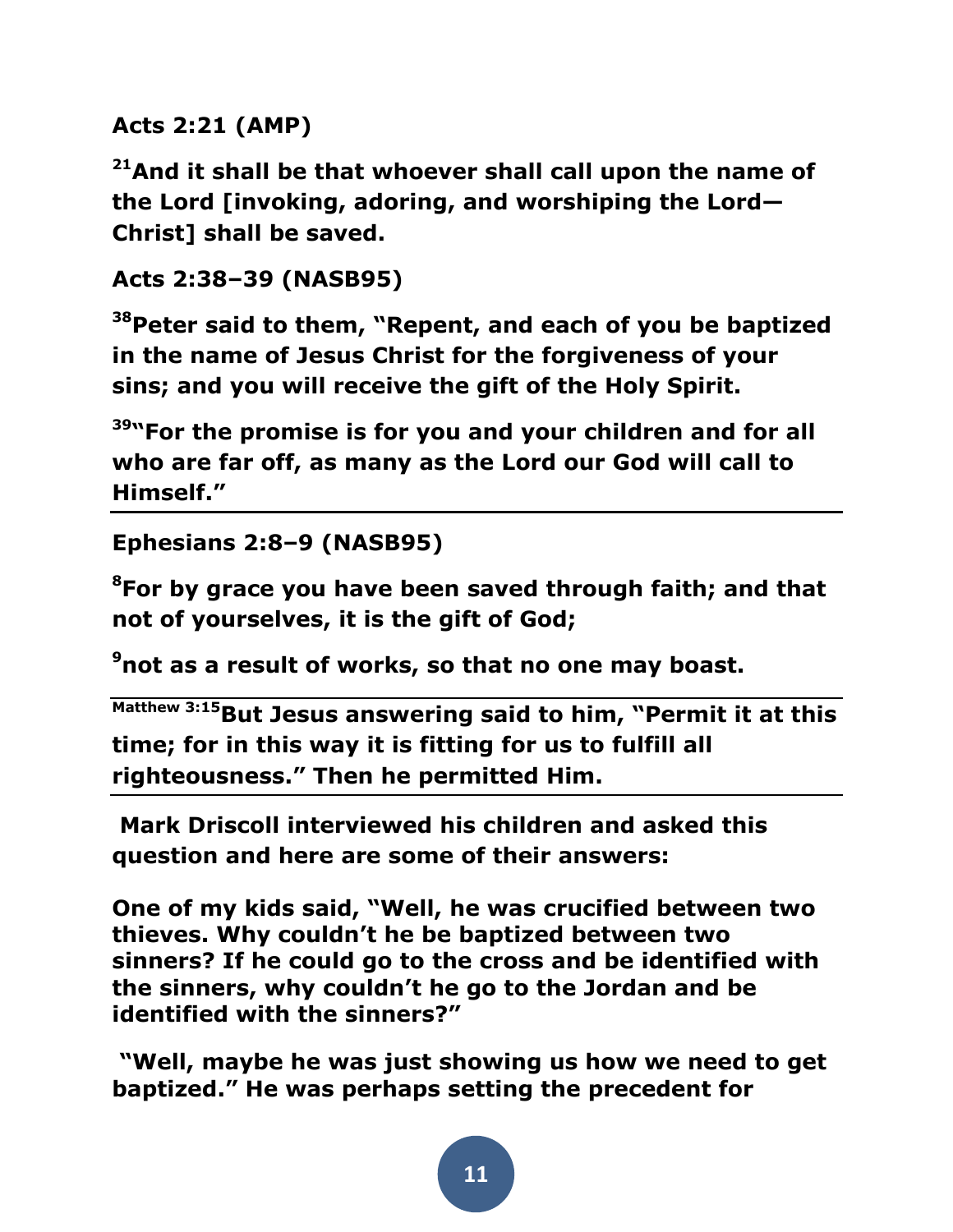**Acts 2:21 (AMP)**

**[21]And it shall be that whoever shall call upon the name of the Lord [invoking, adoring, and worshiping the Lord—Christ] shall be saved.**

**Acts 2:38–39 (NASB95)**

**[38]Peter said to them, "Repent, and each of you be baptized in the name of Jesus Christ for the forgiveness of your sins; and you will receive the gift of the Holy Spirit.**

**[39]"For the promise is for you and your children and for all who are far off, as many as the Lord our God will call to Himself."**

---

**Ephesians 2:8–9 (NASB95)**

**[8]For by grace you have been saved through faith; and that not of yourselves, it is the gift of God;**

**[9]not as a result of works, so that no one may boast.**

---

**[Matthew 3:15]But Jesus answering said to him, "Permit it at this time; for in this way it is fitting for us to fulfill all righteousness." Then he permitted Him.**

---

**Mark Driscoll interviewed his children and asked this question and here are some of their answers:**

**One of my kids said, "Well, he was crucified between two thieves. Why couldn't he be baptized between two sinners? If he could go to the cross and be identified with the sinners, why couldn't he go to the Jordan and be identified with the sinners?"**

**"Well, maybe he was just showing us how we need to get baptized." He was perhaps setting the precedent for**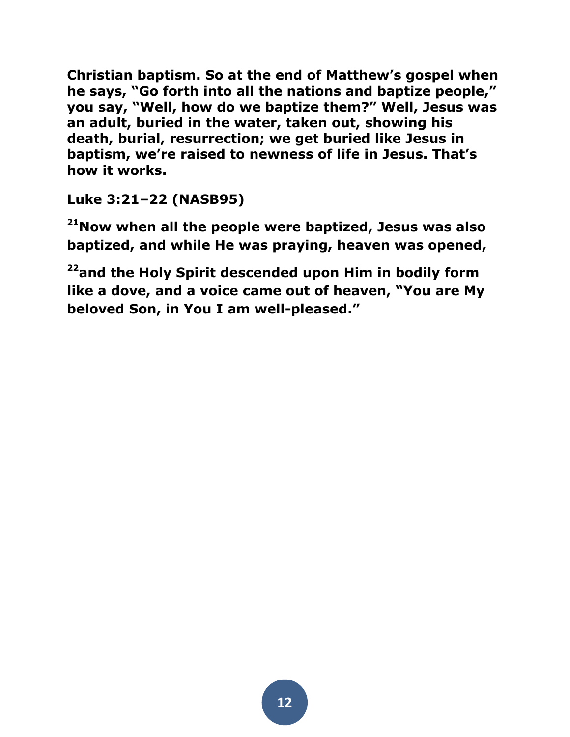**Christian baptism. So at the end of Matthew's gospel when he says, "Go forth into all the nations and baptize people," you say, "Well, how do we baptize them?" Well, Jesus was an adult, buried in the water, taken out, showing his death, burial, resurrection; we get buried like Jesus in baptism, we're raised to newness of life in Jesus. That's how it works.**

**Luke 3:21–22 (NASB95)**

**[21]Now when all the people were baptized, Jesus was also baptized, and while He was praying, heaven was opened,**

**[22]and the Holy Spirit descended upon Him in bodily form like a dove, and a voice came out of heaven, "You are My beloved Son, in You I am well-pleased."**